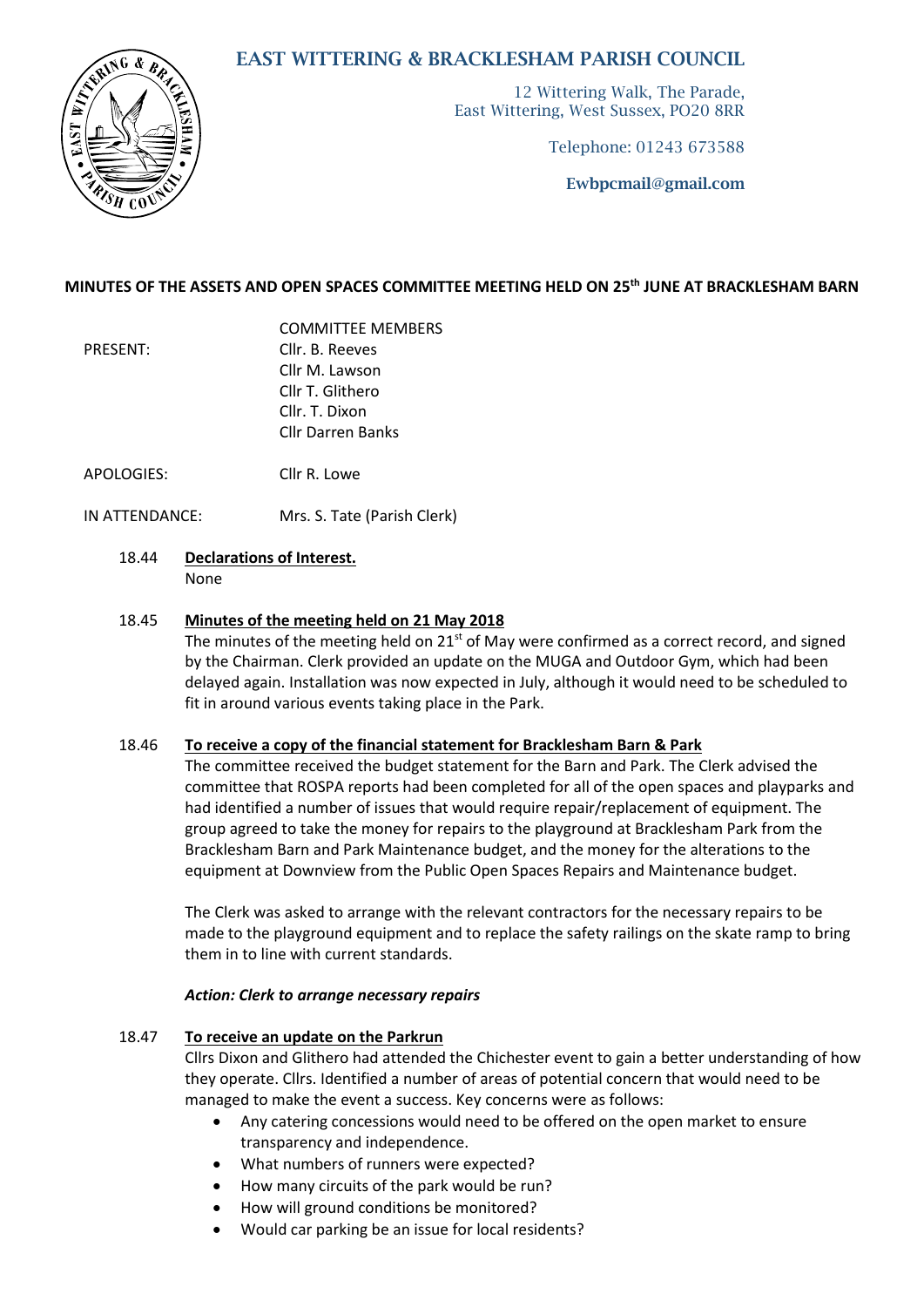# EAST WITTERING & BRACKLESHAM PARISH COUNCIL

12 Wittering Walk, The Parade,
East Wittering, West Sussex, PO20 8RR

Telephone: 01243 673588

**Ewbpcmail@gmail.com**

**MINUTES OF THE ASSETS AND OPEN SPACES COMMITTEE MEETING HELD ON 25th JUNE AT BRACKLESHAM BARN**

| | |
|---|---|
| | COMMITTEE MEMBERS |
| PRESENT: | Cllr. B. Reeves |
| | Cllr M. Lawson |
| | Cllr T. Glithero |
| | Cllr. T. Dixon |
| | Cllr Darren Banks |
| APOLOGIES: | Cllr R. Lowe |
| IN ATTENDANCE: | Mrs. S. Tate (Parish Clerk) |

18.44 **Declarations of Interest.**
None

18.45 **Minutes of the meeting held on 21 May 2018**
The minutes of the meeting held on 21st of May were confirmed as a correct record, and signed by the Chairman. Clerk provided an update on the MUGA and Outdoor Gym, which had been delayed again. Installation was now expected in July, although it would need to be scheduled to fit in around various events taking place in the Park.

18.46 **To receive a copy of the financial statement for Bracklesham Barn & Park**
The committee received the budget statement for the Barn and Park. The Clerk advised the committee that ROSPA reports had been completed for all of the open spaces and playparks and had identified a number of issues that would require repair/replacement of equipment. The group agreed to take the money for repairs to the playground at Bracklesham Park from the Bracklesham Barn and Park Maintenance budget, and the money for the alterations to the equipment at Downview from the Public Open Spaces Repairs and Maintenance budget.

The Clerk was asked to arrange with the relevant contractors for the necessary repairs to be made to the playground equipment and to replace the safety railings on the skate ramp to bring them in to line with current standards.

***Action: Clerk to arrange necessary repairs***

18.47 **To receive an update on the Parkrun**
Cllrs Dixon and Glithero had attended the Chichester event to gain a better understanding of how they operate. Cllrs. Identified a number of areas of potential concern that would need to be managed to make the event a success. Key concerns were as follows:

- Any catering concessions would need to be offered on the open market to ensure transparency and independence.
- What numbers of runners were expected?
- How many circuits of the park would be run?
- How will ground conditions be monitored?
- Would car parking be an issue for local residents?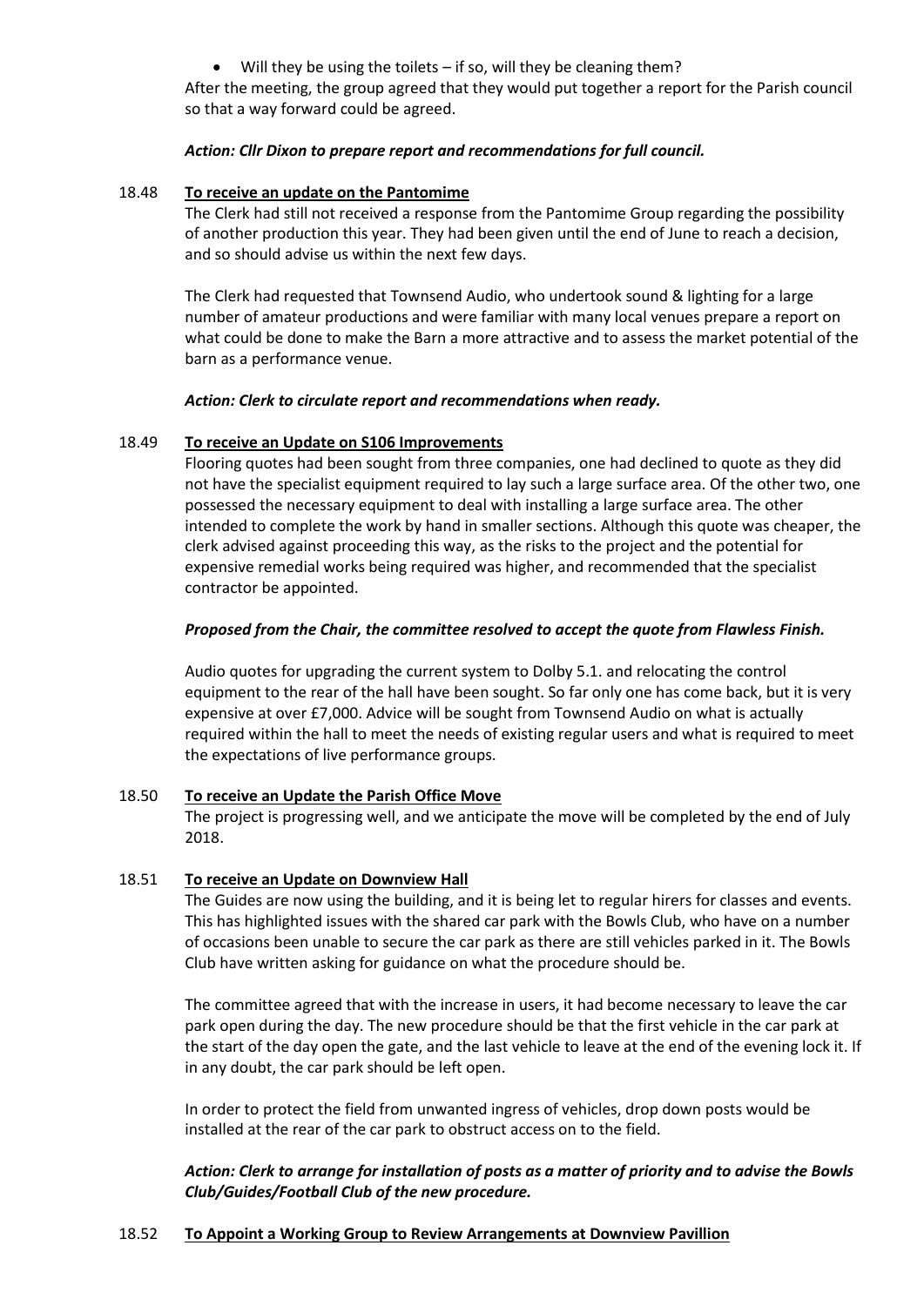- Will they be using the toilets – if so, will they be cleaning them?

After the meeting, the group agreed that they would put together a report for the Parish council so that a way forward could be agreed.

***Action: Cllr Dixon to prepare report and recommendations for full council.***

18.48 **To receive an update on the Pantomime**

The Clerk had still not received a response from the Pantomime Group regarding the possibility of another production this year. They had been given until the end of June to reach a decision, and so should advise us within the next few days.

The Clerk had requested that Townsend Audio, who undertook sound & lighting for a large number of amateur productions and were familiar with many local venues prepare a report on what could be done to make the Barn a more attractive and to assess the market potential of the barn as a performance venue.

***Action: Clerk to circulate report and recommendations when ready.***

18.49 **To receive an Update on S106 Improvements**

Flooring quotes had been sought from three companies, one had declined to quote as they did not have the specialist equipment required to lay such a large surface area. Of the other two, one possessed the necessary equipment to deal with installing a large surface area. The other intended to complete the work by hand in smaller sections. Although this quote was cheaper, the clerk advised against proceeding this way, as the risks to the project and the potential for expensive remedial works being required was higher, and recommended that the specialist contractor be appointed.

***Proposed from the Chair, the committee resolved to accept the quote from Flawless Finish.***

Audio quotes for upgrading the current system to Dolby 5.1. and relocating the control equipment to the rear of the hall have been sought. So far only one has come back, but it is very expensive at over £7,000. Advice will be sought from Townsend Audio on what is actually required within the hall to meet the needs of existing regular users and what is required to meet the expectations of live performance groups.

18.50 **To receive an Update the Parish Office Move**

The project is progressing well, and we anticipate the move will be completed by the end of July 2018.

18.51 **To receive an Update on Downview Hall**

The Guides are now using the building, and it is being let to regular hirers for classes and events. This has highlighted issues with the shared car park with the Bowls Club, who have on a number of occasions been unable to secure the car park as there are still vehicles parked in it. The Bowls Club have written asking for guidance on what the procedure should be.

The committee agreed that with the increase in users, it had become necessary to leave the car park open during the day. The new procedure should be that the first vehicle in the car park at the start of the day open the gate, and the last vehicle to leave at the end of the evening lock it. If in any doubt, the car park should be left open.

In order to protect the field from unwanted ingress of vehicles, drop down posts would be installed at the rear of the car park to obstruct access on to the field.

***Action: Clerk to arrange for installation of posts as a matter of priority and to advise the Bowls Club/Guides/Football Club of the new procedure.***

18.52 **To Appoint a Working Group to Review Arrangements at Downview Pavillion**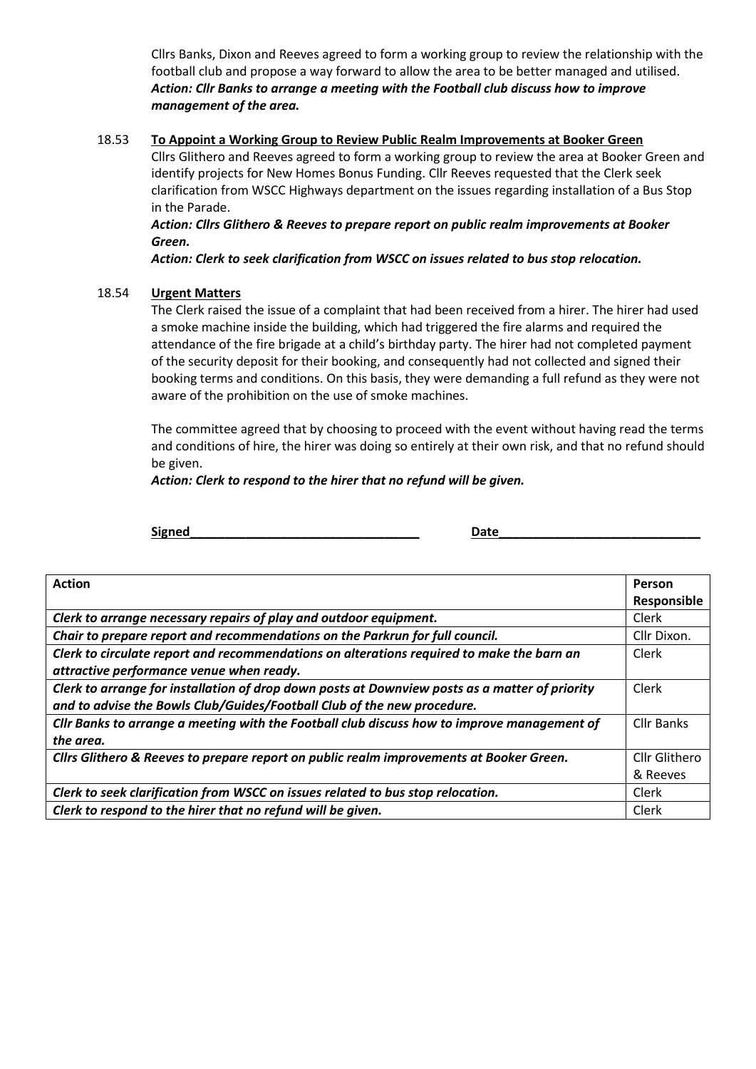Cllrs Banks, Dixon and Reeves agreed to form a working group to review the relationship with the football club and propose a way forward to allow the area to be better managed and utilised.
***Action: Cllr Banks to arrange a meeting with the Football club discuss how to improve management of the area.***

18.53 **To Appoint a Working Group to Review Public Realm Improvements at Booker Green**

Cllrs Glithero and Reeves agreed to form a working group to review the area at Booker Green and identify projects for New Homes Bonus Funding. Cllr Reeves requested that the Clerk seek clarification from WSCC Highways department on the issues regarding installation of a Bus Stop in the Parade.
***Action: Cllrs Glithero & Reeves to prepare report on public realm improvements at Booker Green.***
***Action: Clerk to seek clarification from WSCC on issues related to bus stop relocation.***

18.54 **Urgent Matters**

The Clerk raised the issue of a complaint that had been received from a hirer. The hirer had used a smoke machine inside the building, which had triggered the fire alarms and required the attendance of the fire brigade at a child's birthday party. The hirer had not completed payment of the security deposit for their booking, and consequently had not collected and signed their booking terms and conditions. On this basis, they were demanding a full refund as they were not aware of the prohibition on the use of smoke machines.

The committee agreed that by choosing to proceed with the event without having read the terms and conditions of hire, the hirer was doing so entirely at their own risk, and that no refund should be given.
***Action: Clerk to respond to the hirer that no refund will be given.***

**Signed\_\_\_\_\_\_\_\_\_\_\_\_\_\_\_\_\_\_\_\_\_\_\_\_\_\_\_\_\_\_\_\_\_** **Date\_\_\_\_\_\_\_\_\_\_\_\_\_\_\_\_\_\_\_\_\_\_\_\_\_\_\_\_\_\_**

| **Action** | **Person Responsible** |
|---|---|
| ***Clerk to arrange necessary repairs of play and outdoor equipment.*** | Clerk |
| ***Chair to prepare report and recommendations on the Parkrun for full council.*** | Cllr Dixon. |
| ***Clerk to circulate report and recommendations on alterations required to make the barn an attractive performance venue when ready.*** | Clerk |
| ***Clerk to arrange for installation of drop down posts at Downview posts as a matter of priority and to advise the Bowls Club/Guides/Football Club of the new procedure.*** | Clerk |
| ***Cllr Banks to arrange a meeting with the Football club discuss how to improve management of the area.*** | Cllr Banks |
| ***Cllrs Glithero & Reeves to prepare report on public realm improvements at Booker Green.*** | Cllr Glithero & Reeves |
| ***Clerk to seek clarification from WSCC on issues related to bus stop relocation.*** | Clerk |
| ***Clerk to respond to the hirer that no refund will be given.*** | Clerk |